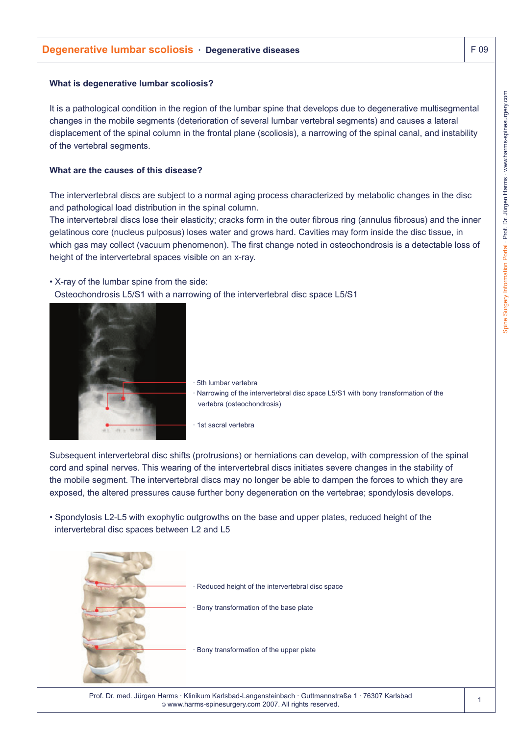# Degenerative lumbar scoliosis · Degenerative diseases

F 09

## What is degenerative lumbar scoliosis?

It is a pathological condition in the region of the lumbar spine that develops due to degenerative multisegmental changes in the mobile segments (deterioration of several lumbar vertebral segments) and causes a lateral displacement of the spinal column in the frontal plane (scoliosis), a narrowing of the spinal canal, and instability of the vertebral segments.

## What are the causes of this disease?

The intervertebral discs are subject to a normal aging process characterized by metabolic changes in the disc and pathological load distribution in the spinal column.
The intervertebral discs lose their elasticity; cracks form in the outer fibrous ring (annulus fibrosus) and the inner gelatinous core (nucleus pulposus) loses water and grows hard. Cavities may form inside the disc tissue, in which gas may collect (vacuum phenomenon). The first change noted in osteochondrosis is a detectable loss of height of the intervertebral spaces visible on an x-ray.

- X-ray of the lumbar spine from the side:
  Osteochondrosis L5/S1 with a narrowing of the intervertebral disc space L5/S1

· 5th lumbar vertebra
· Narrowing of the intervertebral disc space L5/S1 with bony transformation of the vertebra (osteochondrosis)
· 1st sacral vertebra

Subsequent intervertebral disc shifts (protrusions) or herniations can develop, with compression of the spinal cord and spinal nerves. This wearing of the intervertebral discs initiates severe changes in the stability of the mobile segment. The intervertebral discs may no longer be able to dampen the forces to which they are exposed, the altered pressures cause further bony degeneration on the vertebrae; spondylosis develops.

- Spondylosis L2-L5 with exophytic outgrowths on the base and upper plates, reduced height of the intervertebral disc spaces between L2 and L5

· Reduced height of the intervertebral disc space
· Bony transformation of the base plate
· Bony transformation of the upper plate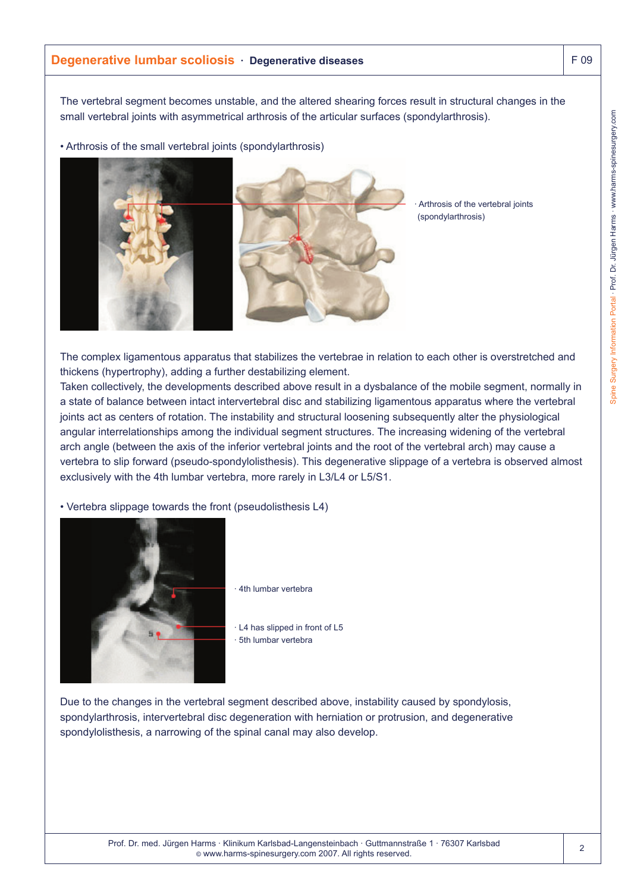## Degenerative lumbar scoliosis · Degenerative diseases

The vertebral segment becomes unstable, and the altered shearing forces result in structural changes in the small vertebral joints with asymmetrical arthrosis of the articular surfaces (spondylarthrosis).

- Arthrosis of the small vertebral joints (spondylarthrosis)

· Arthrosis of the vertebral joints (spondylarthrosis)

The complex ligamentous apparatus that stabilizes the vertebrae in relation to each other is overstretched and thickens (hypertrophy), adding a further destabilizing element.
Taken collectively, the developments described above result in a dysbalance of the mobile segment, normally in a state of balance between intact intervertebral disc and stabilizing ligamentous apparatus where the vertebral joints act as centers of rotation. The instability and structural loosening subsequently alter the physiological angular interrelationships among the individual segment structures. The increasing widening of the vertebral arch angle (between the axis of the inferior vertebral joints and the root of the vertebral arch) may cause a vertebra to slip forward (pseudo-spondylolisthesis). This degenerative slippage of a vertebra is observed almost exclusively with the 4th lumbar vertebra, more rarely in L3/L4 or L5/S1.

- Vertebra slippage towards the front (pseudolisthesis L4)

· 4th lumbar vertebra

· L4 has slipped in front of L5

· 5th lumbar vertebra

Due to the changes in the vertebral segment described above, instability caused by spondylosis, spondylarthrosis, intervertebral disc degeneration with herniation or protrusion, and degenerative spondylolisthesis, a narrowing of the spinal canal may also develop.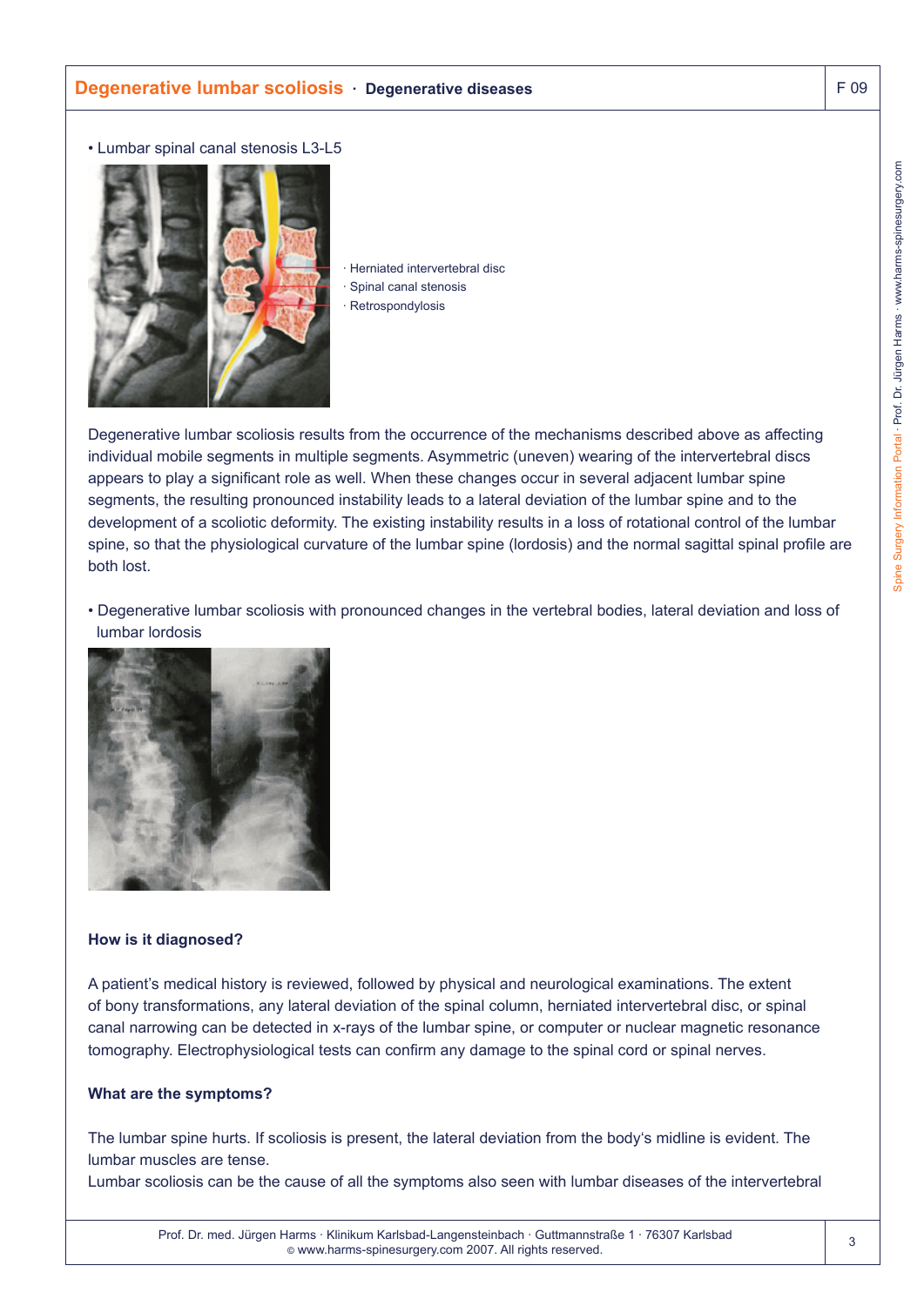- Lumbar spinal canal stenosis L3-L5

· Herniated intervertebral disc
· Spinal canal stenosis
· Retrospondylosis

Degenerative lumbar scoliosis results from the occurrence of the mechanisms described above as affecting individual mobile segments in multiple segments. Asymmetric (uneven) wearing of the intervertebral discs appears to play a significant role as well. When these changes occur in several adjacent lumbar spine segments, the resulting pronounced instability leads to a lateral deviation of the lumbar spine and to the development of a scoliotic deformity. The existing instability results in a loss of rotational control of the lumbar spine, so that the physiological curvature of the lumbar spine (lordosis) and the normal sagittal spinal profile are both lost.

- Degenerative lumbar scoliosis with pronounced changes in the vertebral bodies, lateral deviation and loss of lumbar lordosis

**How is it diagnosed?**

A patient's medical history is reviewed, followed by physical and neurological examinations. The extent of bony transformations, any lateral deviation of the spinal column, herniated intervertebral disc, or spinal canal narrowing can be detected in x-rays of the lumbar spine, or computer or nuclear magnetic resonance tomography. Electrophysiological tests can confirm any damage to the spinal cord or spinal nerves.

**What are the symptoms?**

The lumbar spine hurts. If scoliosis is present, the lateral deviation from the body's midline is evident. The lumbar muscles are tense.
Lumbar scoliosis can be the cause of all the symptoms also seen with lumbar diseases of the intervertebral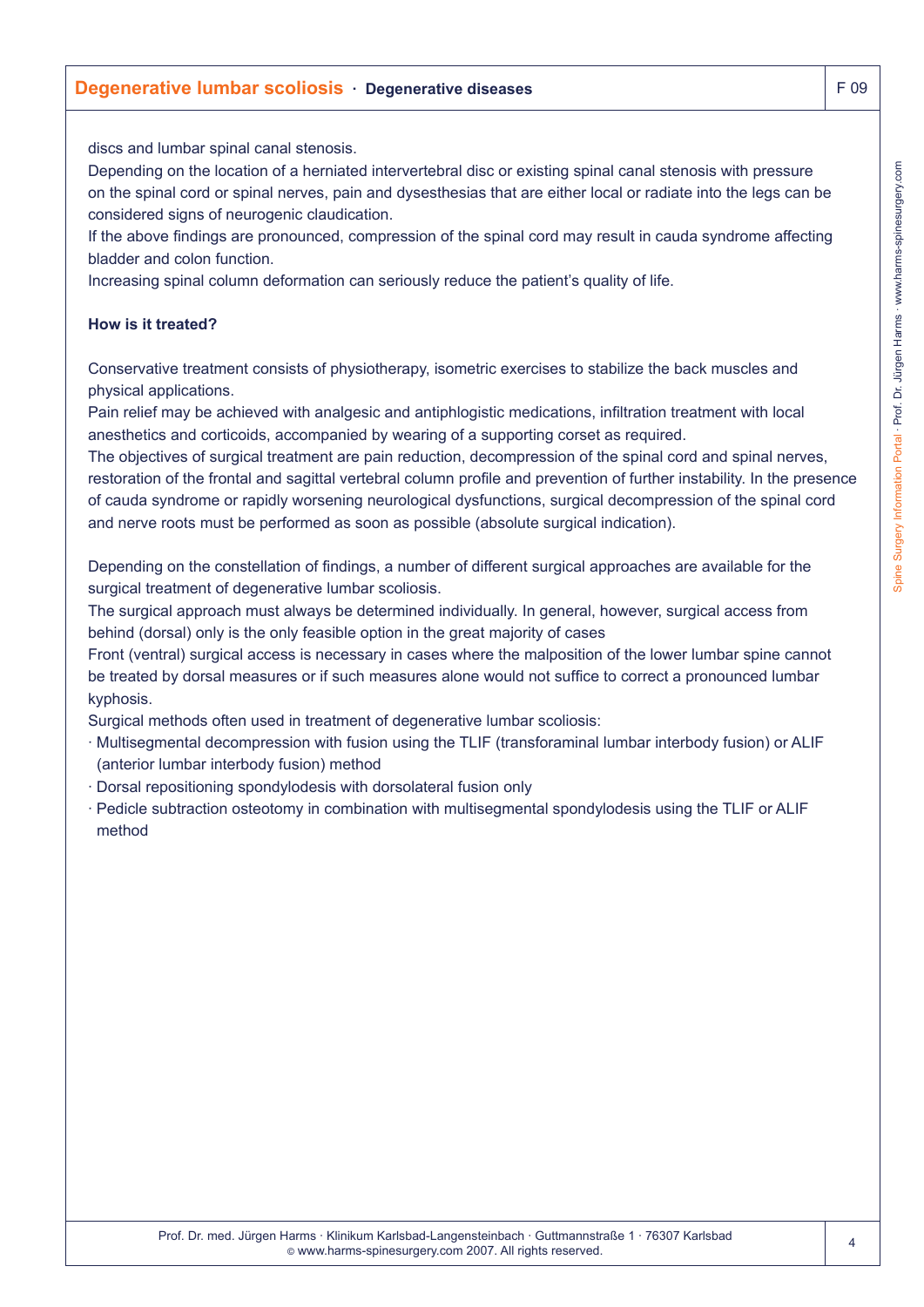discs and lumbar spinal canal stenosis.

Depending on the location of a herniated intervertebral disc or existing spinal canal stenosis with pressure on the spinal cord or spinal nerves, pain and dysesthesias that are either local or radiate into the legs can be considered signs of neurogenic claudication.

If the above findings are pronounced, compression of the spinal cord may result in cauda syndrome affecting bladder and colon function.

Increasing spinal column deformation can seriously reduce the patient's quality of life.

**How is it treated?**

Conservative treatment consists of physiotherapy, isometric exercises to stabilize the back muscles and physical applications.

Pain relief may be achieved with analgesic and antiphlogistic medications, infiltration treatment with local anesthetics and corticoids, accompanied by wearing of a supporting corset as required.

The objectives of surgical treatment are pain reduction, decompression of the spinal cord and spinal nerves, restoration of the frontal and sagittal vertebral column profile and prevention of further instability. In the presence of cauda syndrome or rapidly worsening neurological dysfunctions, surgical decompression of the spinal cord and nerve roots must be performed as soon as possible (absolute surgical indication).

Depending on the constellation of findings, a number of different surgical approaches are available for the surgical treatment of degenerative lumbar scoliosis.

The surgical approach must always be determined individually. In general, however, surgical access from behind (dorsal) only is the only feasible option in the great majority of cases

Front (ventral) surgical access is necessary in cases where the malposition of the lower lumbar spine cannot be treated by dorsal measures or if such measures alone would not suffice to correct a pronounced lumbar kyphosis.

Surgical methods often used in treatment of degenerative lumbar scoliosis:

- Multisegmental decompression with fusion using the TLIF (transforaminal lumbar interbody fusion) or ALIF (anterior lumbar interbody fusion) method
- Dorsal repositioning spondylodesis with dorsolateral fusion only
- Pedicle subtraction osteotomy in combination with multisegmental spondylodesis using the TLIF or ALIF method